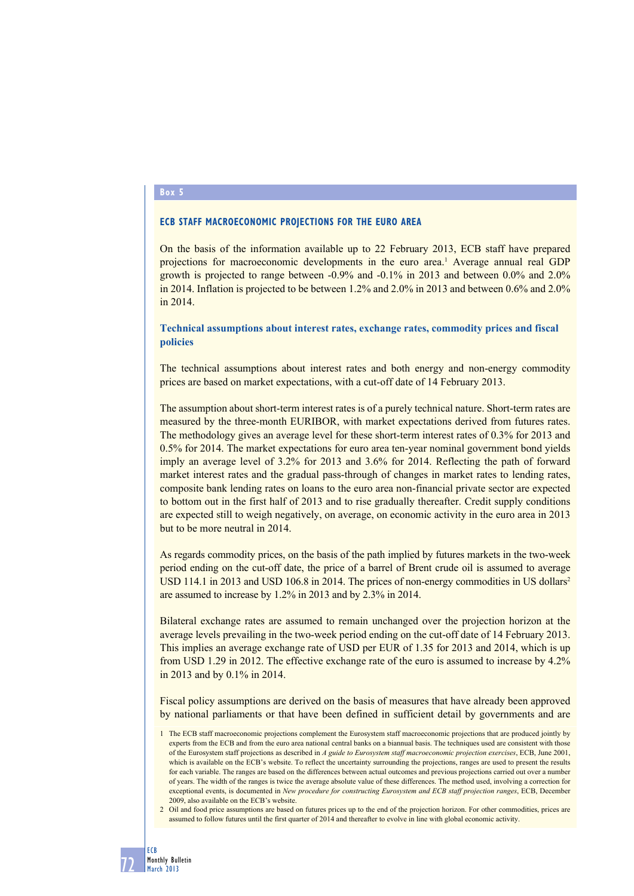**Box 5**

## ECB STAFF MACROECONOMIC PROJECTIONS FOR THE EURO AREA

On the basis of the information available up to 22 February 2013, ECB staff have prepared projections for macroeconomic developments in the euro area.[1] Average annual real GDP growth is projected to range between -0.9% and -0.1% in 2013 and between 0.0% and 2.0% in 2014. Inflation is projected to be between 1.2% and 2.0% in 2013 and between 0.6% and 2.0% in 2014.

### Technical assumptions about interest rates, exchange rates, commodity prices and fiscal policies

The technical assumptions about interest rates and both energy and non-energy commodity prices are based on market expectations, with a cut-off date of 14 February 2013.

The assumption about short-term interest rates is of a purely technical nature. Short-term rates are measured by the three-month EURIBOR, with market expectations derived from futures rates. The methodology gives an average level for these short-term interest rates of 0.3% for 2013 and 0.5% for 2014. The market expectations for euro area ten-year nominal government bond yields imply an average level of 3.2% for 2013 and 3.6% for 2014. Reflecting the path of forward market interest rates and the gradual pass-through of changes in market rates to lending rates, composite bank lending rates on loans to the euro area non-financial private sector are expected to bottom out in the first half of 2013 and to rise gradually thereafter. Credit supply conditions are expected still to weigh negatively, on average, on economic activity in the euro area in 2013 but to be more neutral in 2014.

As regards commodity prices, on the basis of the path implied by futures markets in the two-week period ending on the cut-off date, the price of a barrel of Brent crude oil is assumed to average USD 114.1 in 2013 and USD 106.8 in 2014. The prices of non-energy commodities in US dollars[2] are assumed to increase by 1.2% in 2013 and by 2.3% in 2014.

Bilateral exchange rates are assumed to remain unchanged over the projection horizon at the average levels prevailing in the two-week period ending on the cut-off date of 14 February 2013. This implies an average exchange rate of USD per EUR of 1.35 for 2013 and 2014, which is up from USD 1.29 in 2012. The effective exchange rate of the euro is assumed to increase by 4.2% in 2013 and by 0.1% in 2014.

Fiscal policy assumptions are derived on the basis of measures that have already been approved by national parliaments or that have been defined in sufficient detail by governments and are

1 The ECB staff macroeconomic projections complement the Eurosystem staff macroeconomic projections that are produced jointly by experts from the ECB and from the euro area national central banks on a biannual basis. The techniques used are consistent with those of the Eurosystem staff projections as described in *A guide to Eurosystem staff macroeconomic projection exercises*, ECB, June 2001, which is available on the ECB's website. To reflect the uncertainty surrounding the projections, ranges are used to present the results for each variable. The ranges are based on the differences between actual outcomes and previous projections carried out over a number of years. The width of the ranges is twice the average absolute value of these differences. The method used, involving a correction for exceptional events, is documented in *New procedure for constructing Eurosystem and ECB staff projection ranges*, ECB, December 2009, also available on the ECB's website.

2 Oil and food price assumptions are based on futures prices up to the end of the projection horizon. For other commodities, prices are assumed to follow futures until the first quarter of 2014 and thereafter to evolve in line with global economic activity.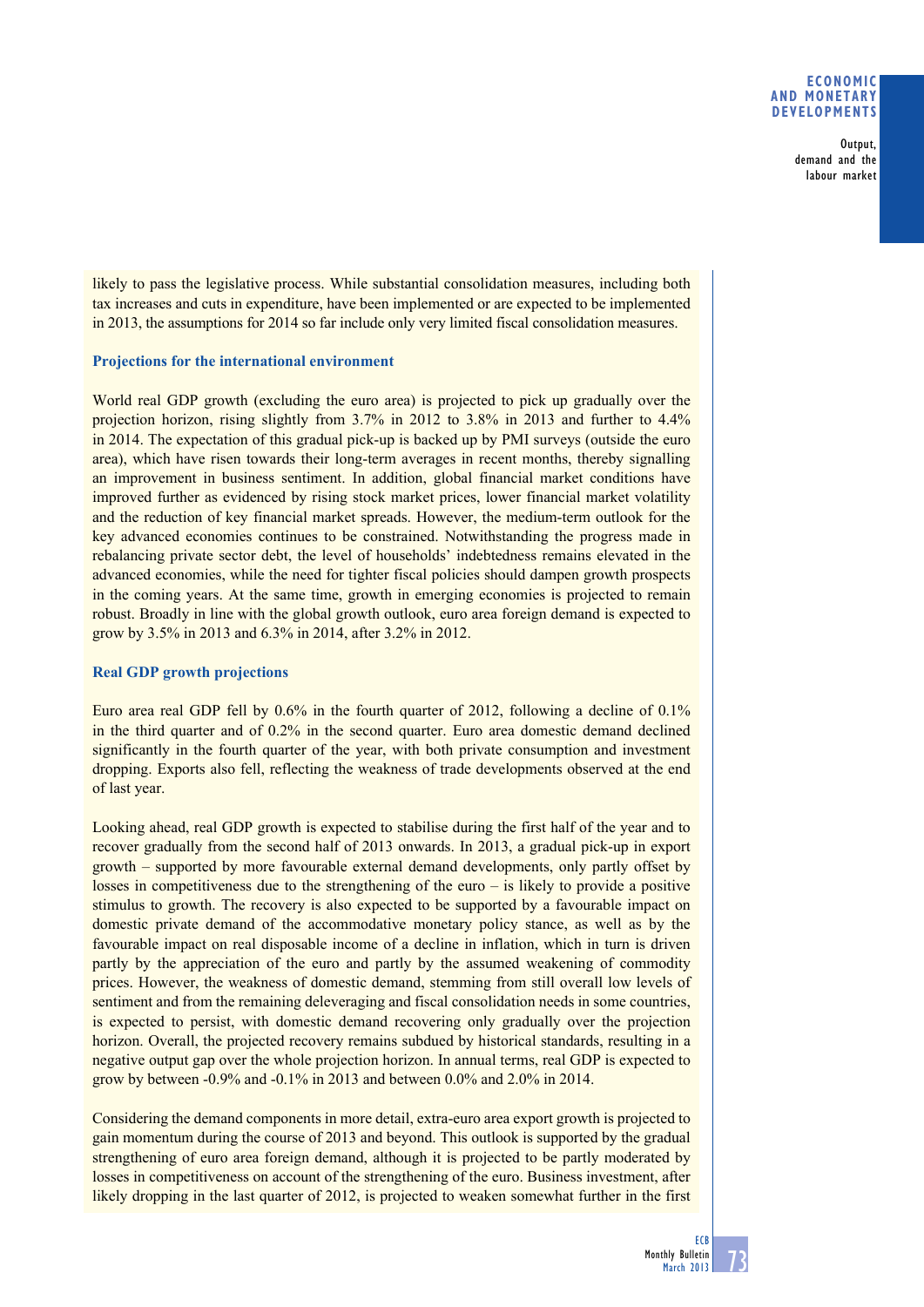likely to pass the legislative process. While substantial consolidation measures, including both tax increases and cuts in expenditure, have been implemented or are expected to be implemented in 2013, the assumptions for 2014 so far include only very limited fiscal consolidation measures.

### Projections for the international environment

World real GDP growth (excluding the euro area) is projected to pick up gradually over the projection horizon, rising slightly from 3.7% in 2012 to 3.8% in 2013 and further to 4.4% in 2014. The expectation of this gradual pick-up is backed up by PMI surveys (outside the euro area), which have risen towards their long-term averages in recent months, thereby signalling an improvement in business sentiment. In addition, global financial market conditions have improved further as evidenced by rising stock market prices, lower financial market volatility and the reduction of key financial market spreads. However, the medium-term outlook for the key advanced economies continues to be constrained. Notwithstanding the progress made in rebalancing private sector debt, the level of households' indebtedness remains elevated in the advanced economies, while the need for tighter fiscal policies should dampen growth prospects in the coming years. At the same time, growth in emerging economies is projected to remain robust. Broadly in line with the global growth outlook, euro area foreign demand is expected to grow by 3.5% in 2013 and 6.3% in 2014, after 3.2% in 2012.

### Real GDP growth projections

Euro area real GDP fell by 0.6% in the fourth quarter of 2012, following a decline of 0.1% in the third quarter and of 0.2% in the second quarter. Euro area domestic demand declined significantly in the fourth quarter of the year, with both private consumption and investment dropping. Exports also fell, reflecting the weakness of trade developments observed at the end of last year.

Looking ahead, real GDP growth is expected to stabilise during the first half of the year and to recover gradually from the second half of 2013 onwards. In 2013, a gradual pick-up in export growth – supported by more favourable external demand developments, only partly offset by losses in competitiveness due to the strengthening of the euro – is likely to provide a positive stimulus to growth. The recovery is also expected to be supported by a favourable impact on domestic private demand of the accommodative monetary policy stance, as well as by the favourable impact on real disposable income of a decline in inflation, which in turn is driven partly by the appreciation of the euro and partly by the assumed weakening of commodity prices. However, the weakness of domestic demand, stemming from still overall low levels of sentiment and from the remaining deleveraging and fiscal consolidation needs in some countries, is expected to persist, with domestic demand recovering only gradually over the projection horizon. Overall, the projected recovery remains subdued by historical standards, resulting in a negative output gap over the whole projection horizon. In annual terms, real GDP is expected to grow by between -0.9% and -0.1% in 2013 and between 0.0% and 2.0% in 2014.

Considering the demand components in more detail, extra-euro area export growth is projected to gain momentum during the course of 2013 and beyond. This outlook is supported by the gradual strengthening of euro area foreign demand, although it is projected to be partly moderated by losses in competitiveness on account of the strengthening of the euro. Business investment, after likely dropping in the last quarter of 2012, is projected to weaken somewhat further in the first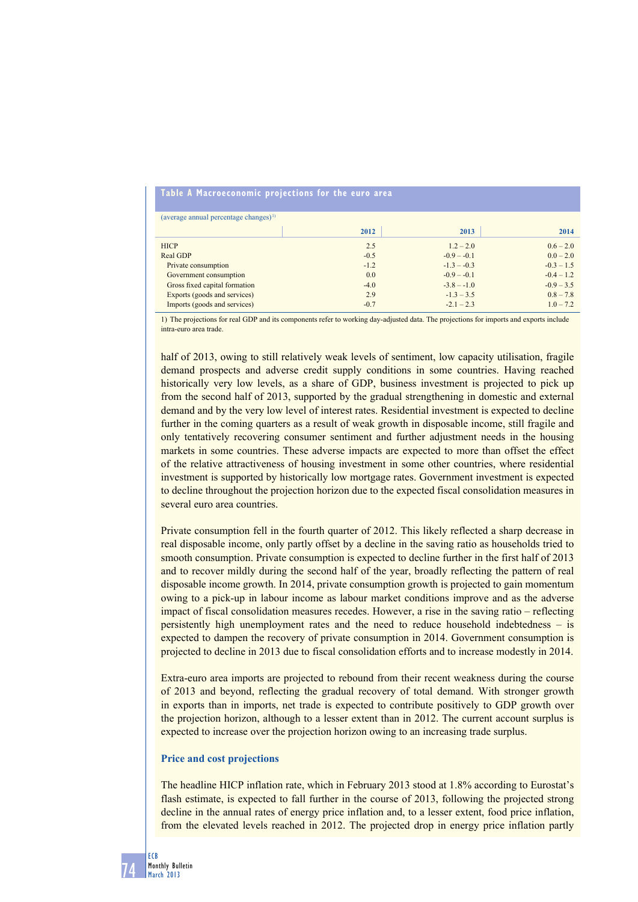**Table A Macroeconomic projections for the euro area**

(average annual percentage changes)[1]

| | 2012 | 2013 | 2014 |
|---|---|---|---|
| HICP | 2.5 | 1.2 – 2.0 | 0.6 – 2.0 |
| Real GDP | -0.5 | -0.9 – -0.1 | 0.0 – 2.0 |
| Private consumption | -1.2 | -1.3 – -0.3 | -0.3 – 1.5 |
| Government consumption | 0.0 | -0.9 – -0.1 | -0.4 – 1.2 |
| Gross fixed capital formation | -4.0 | -3.8 – -1.0 | -0.9 – 3.5 |
| Exports (goods and services) | 2.9 | -1.3 – 3.5 | 0.8 – 7.8 |
| Imports (goods and services) | -0.7 | -2.1 – 2.3 | 1.0 – 7.2 |

1) The projections for real GDP and its components refer to working day-adjusted data. The projections for imports and exports include intra-euro area trade.

half of 2013, owing to still relatively weak levels of sentiment, low capacity utilisation, fragile demand prospects and adverse credit supply conditions in some countries. Having reached historically very low levels, as a share of GDP, business investment is projected to pick up from the second half of 2013, supported by the gradual strengthening in domestic and external demand and by the very low level of interest rates. Residential investment is expected to decline further in the coming quarters as a result of weak growth in disposable income, still fragile and only tentatively recovering consumer sentiment and further adjustment needs in the housing markets in some countries. These adverse impacts are expected to more than offset the effect of the relative attractiveness of housing investment in some other countries, where residential investment is supported by historically low mortgage rates. Government investment is expected to decline throughout the projection horizon due to the expected fiscal consolidation measures in several euro area countries.

Private consumption fell in the fourth quarter of 2012. This likely reflected a sharp decrease in real disposable income, only partly offset by a decline in the saving ratio as households tried to smooth consumption. Private consumption is expected to decline further in the first half of 2013 and to recover mildly during the second half of the year, broadly reflecting the pattern of real disposable income growth. In 2014, private consumption growth is projected to gain momentum owing to a pick-up in labour income as labour market conditions improve and as the adverse impact of fiscal consolidation measures recedes. However, a rise in the saving ratio – reflecting persistently high unemployment rates and the need to reduce household indebtedness – is expected to dampen the recovery of private consumption in 2014. Government consumption is projected to decline in 2013 due to fiscal consolidation efforts and to increase modestly in 2014.

Extra-euro area imports are projected to rebound from their recent weakness during the course of 2013 and beyond, reflecting the gradual recovery of total demand. With stronger growth in exports than in imports, net trade is expected to contribute positively to GDP growth over the projection horizon, although to a lesser extent than in 2012. The current account surplus is expected to increase over the projection horizon owing to an increasing trade surplus.

## Price and cost projections

The headline HICP inflation rate, which in February 2013 stood at 1.8% according to Eurostat's flash estimate, is expected to fall further in the course of 2013, following the projected strong decline in the annual rates of energy price inflation and, to a lesser extent, food price inflation, from the elevated levels reached in 2012. The projected drop in energy price inflation partly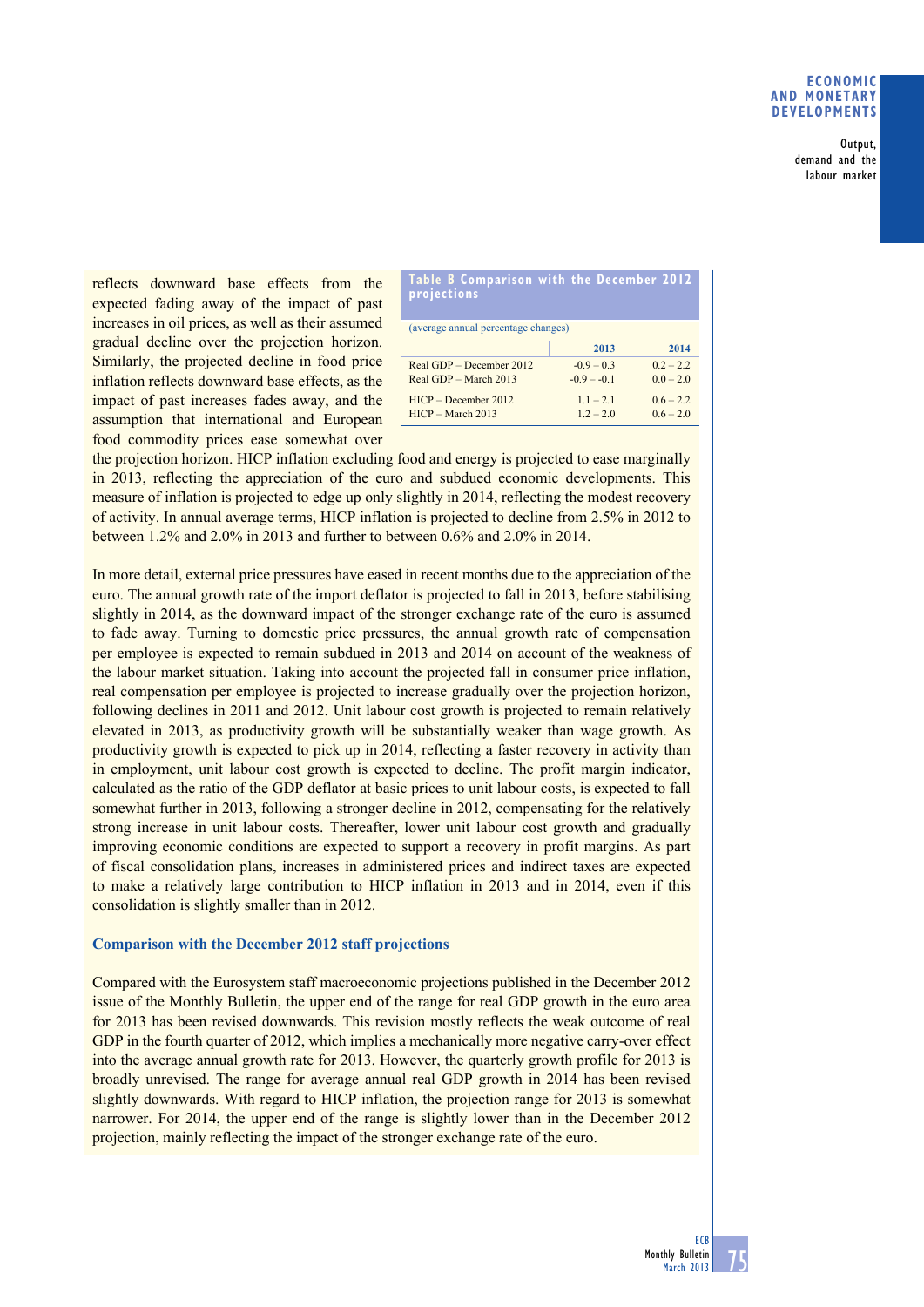reflects downward base effects from the expected fading away of the impact of past increases in oil prices, as well as their assumed gradual decline over the projection horizon. Similarly, the projected decline in food price inflation reflects downward base effects, as the impact of past increases fades away, and the assumption that international and European food commodity prices ease somewhat over the projection horizon. HICP inflation excluding food and energy is projected to ease marginally in 2013, reflecting the appreciation of the euro and subdued economic developments. This measure of inflation is projected to edge up only slightly in 2014, reflecting the modest recovery of activity. In annual average terms, HICP inflation is projected to decline from 2.5% in 2012 to between 1.2% and 2.0% in 2013 and further to between 0.6% and 2.0% in 2014.

**Table B Comparison with the December 2012 projections**

(average annual percentage changes)

| | 2013 | 2014 |
|---|---|---|
| Real GDP – December 2012 | -0.9 – 0.3 | 0.2 – 2.2 |
| Real GDP – March 2013 | -0.9 – -0.1 | 0.0 – 2.0 |
| HICP – December 2012 | 1.1 – 2.1 | 0.6 – 2.2 |
| HICP – March 2013 | 1.2 – 2.0 | 0.6 – 2.0 |

In more detail, external price pressures have eased in recent months due to the appreciation of the euro. The annual growth rate of the import deflator is projected to fall in 2013, before stabilising slightly in 2014, as the downward impact of the stronger exchange rate of the euro is assumed to fade away. Turning to domestic price pressures, the annual growth rate of compensation per employee is expected to remain subdued in 2013 and 2014 on account of the weakness of the labour market situation. Taking into account the projected fall in consumer price inflation, real compensation per employee is projected to increase gradually over the projection horizon, following declines in 2011 and 2012. Unit labour cost growth is projected to remain relatively elevated in 2013, as productivity growth will be substantially weaker than wage growth. As productivity growth is expected to pick up in 2014, reflecting a faster recovery in activity than in employment, unit labour cost growth is expected to decline. The profit margin indicator, calculated as the ratio of the GDP deflator at basic prices to unit labour costs, is expected to fall somewhat further in 2013, following a stronger decline in 2012, compensating for the relatively strong increase in unit labour costs. Thereafter, lower unit labour cost growth and gradually improving economic conditions are expected to support a recovery in profit margins. As part of fiscal consolidation plans, increases in administered prices and indirect taxes are expected to make a relatively large contribution to HICP inflation in 2013 and in 2014, even if this consolidation is slightly smaller than in 2012.

### Comparison with the December 2012 staff projections

Compared with the Eurosystem staff macroeconomic projections published in the December 2012 issue of the Monthly Bulletin, the upper end of the range for real GDP growth in the euro area for 2013 has been revised downwards. This revision mostly reflects the weak outcome of real GDP in the fourth quarter of 2012, which implies a mechanically more negative carry-over effect into the average annual growth rate for 2013. However, the quarterly growth profile for 2013 is broadly unrevised. The range for average annual real GDP growth in 2014 has been revised slightly downwards. With regard to HICP inflation, the projection range for 2013 is somewhat narrower. For 2014, the upper end of the range is slightly lower than in the December 2012 projection, mainly reflecting the impact of the stronger exchange rate of the euro.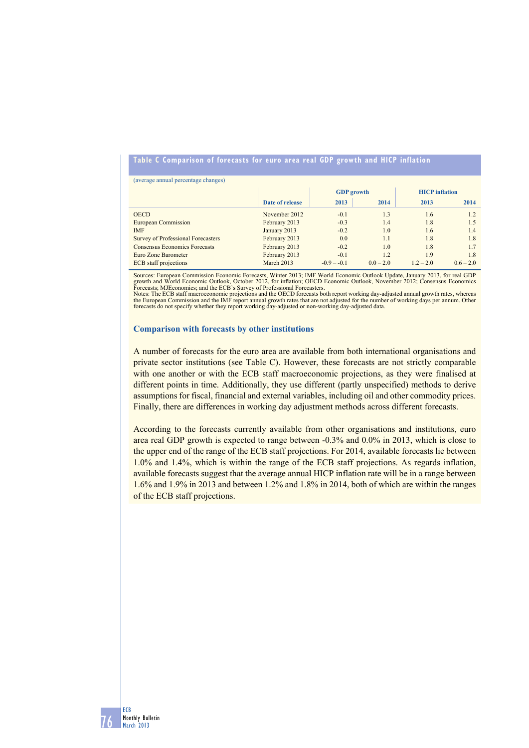**Table C Comparison of forecasts for euro area real GDP growth and HICP inflation**

(average annual percentage changes)

| | Date of release | GDP growth | | HICP inflation | |
|---|---|---|---|---|---|
| | | 2013 | 2014 | 2013 | 2014 |
| OECD | November 2012 | -0.1 | 1.3 | 1.6 | 1.2 |
| European Commission | February 2013 | -0.3 | 1.4 | 1.8 | 1.5 |
| IMF | January 2013 | -0.2 | 1.0 | 1.6 | 1.4 |
| Survey of Professional Forecasters | February 2013 | 0.0 | 1.1 | 1.8 | 1.8 |
| Consensus Economics Forecasts | February 2013 | -0.2 | 1.0 | 1.8 | 1.7 |
| Euro Zone Barometer | February 2013 | -0.1 | 1.2 | 1.9 | 1.8 |
| ECB staff projections | March 2013 | -0.9 – -0.1 | 0.0 – 2.0 | 1.2 – 2.0 | 0.6 – 2.0 |

Sources: European Commission Economic Forecasts, Winter 2013; IMF World Economic Outlook Update, January 2013, for real GDP growth and World Economic Outlook, October 2012, for inflation; OECD Economic Outlook, November 2012; Consensus Economics Forecasts; MJEconomics; and the ECB's Survey of Professional Forecasters.
Notes: The ECB staff macroeconomic projections and the OECD forecasts both report working day-adjusted annual growth rates, whereas the European Commission and the IMF report annual growth rates that are not adjusted for the number of working days per annum. Other forecasts do not specify whether they report working day-adjusted or non-working day-adjusted data.

### Comparison with forecasts by other institutions

A number of forecasts for the euro area are available from both international organisations and private sector institutions (see Table C). However, these forecasts are not strictly comparable with one another or with the ECB staff macroeconomic projections, as they were finalised at different points in time. Additionally, they use different (partly unspecified) methods to derive assumptions for fiscal, financial and external variables, including oil and other commodity prices. Finally, there are differences in working day adjustment methods across different forecasts.

According to the forecasts currently available from other organisations and institutions, euro area real GDP growth is expected to range between -0.3% and 0.0% in 2013, which is close to the upper end of the range of the ECB staff projections. For 2014, available forecasts lie between 1.0% and 1.4%, which is within the range of the ECB staff projections. As regards inflation, available forecasts suggest that the average annual HICP inflation rate will be in a range between 1.6% and 1.9% in 2013 and between 1.2% and 1.8% in 2014, both of which are within the ranges of the ECB staff projections.